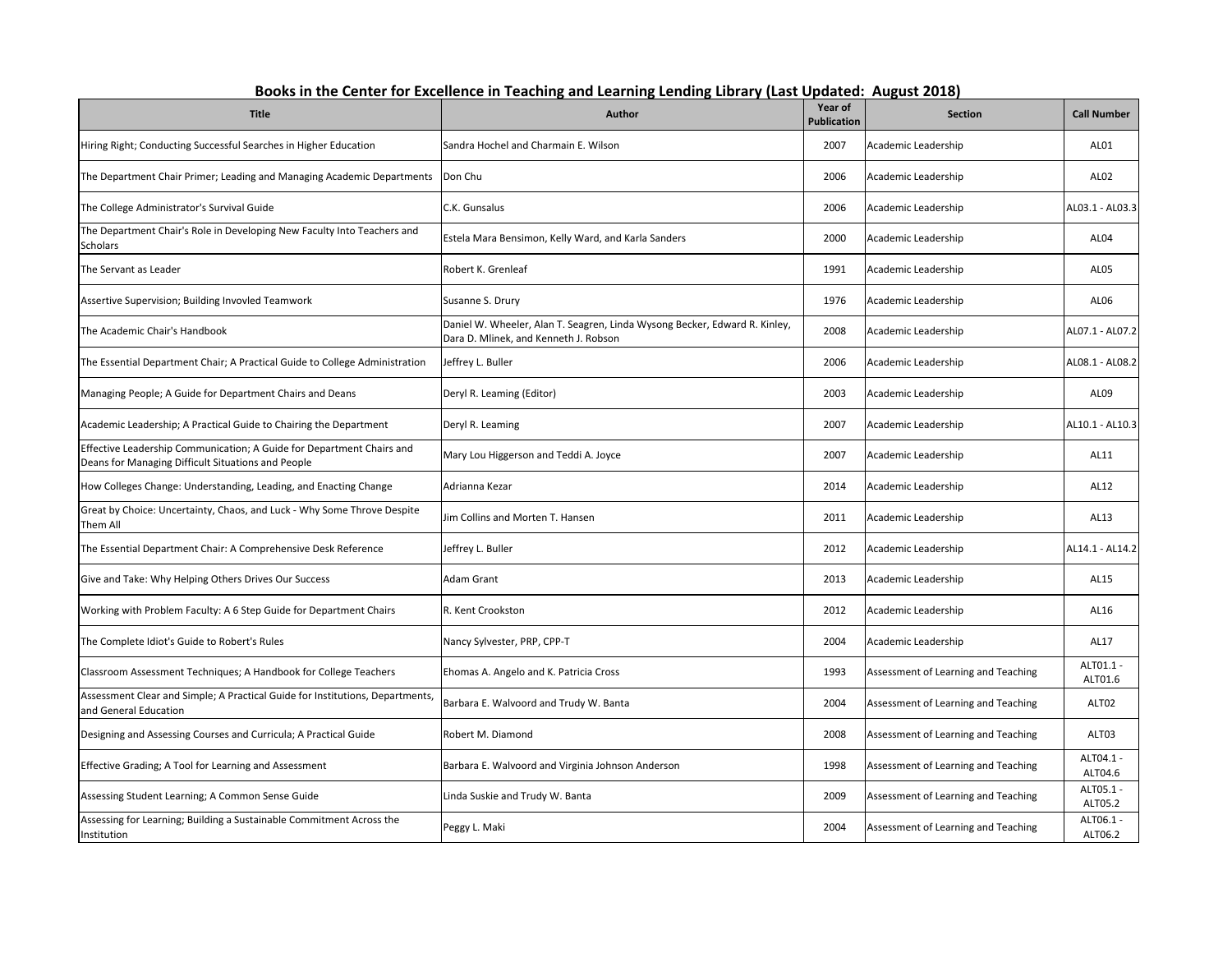## Books in the Center for Excellence in Teaching and Learning Lending Library (Last Updated: August 2018)

| Title | Author | Year of Publication | Section | Call Number |
|---|---|---|---|---|
| Hiring Right; Conducting Successful Searches in Higher Education | Sandra Hochel and Charmain E. Wilson | 2007 | Academic Leadership | AL01 |
| The Department Chair Primer; Leading and Managing Academic Departments | Don Chu | 2006 | Academic Leadership | AL02 |
| The College Administrator's Survival Guide | C.K. Gunsalus | 2006 | Academic Leadership | AL03.1 - AL03.3 |
| The Department Chair's Role in Developing New Faculty Into Teachers and Scholars | Estela Mara Bensimon, Kelly Ward, and Karla Sanders | 2000 | Academic Leadership | AL04 |
| The Servant as Leader | Robert K. Grenleaf | 1991 | Academic Leadership | AL05 |
| Assertive Supervision; Building Invovled Teamwork | Susanne S. Drury | 1976 | Academic Leadership | AL06 |
| The Academic Chair's Handbook | Daniel W. Wheeler, Alan T. Seagren, Linda Wysong Becker, Edward R. Kinley, Dara D. Mlinek, and Kenneth J. Robson | 2008 | Academic Leadership | AL07.1 - AL07.2 |
| The Essential Department Chair; A Practical Guide to College Administration | Jeffrey L. Buller | 2006 | Academic Leadership | AL08.1 - AL08.2 |
| Managing People; A Guide for Department Chairs and Deans | Deryl R. Leaming (Editor) | 2003 | Academic Leadership | AL09 |
| Academic Leadership; A Practical Guide to Chairing the Department | Deryl R. Leaming | 2007 | Academic Leadership | AL10.1 - AL10.3 |
| Effective Leadership Communication; A Guide for Department Chairs and Deans for Managing Difficult Situations and People | Mary Lou Higgerson and Teddi A. Joyce | 2007 | Academic Leadership | AL11 |
| How Colleges Change: Understanding, Leading, and Enacting Change | Adrianna Kezar | 2014 | Academic Leadership | AL12 |
| Great by Choice: Uncertainty, Chaos, and Luck - Why Some Throve Despite Them All | Jim Collins and Morten T. Hansen | 2011 | Academic Leadership | AL13 |
| The Essential Department Chair: A Comprehensive Desk Reference | Jeffrey L. Buller | 2012 | Academic Leadership | AL14.1 - AL14.2 |
| Give and Take: Why Helping Others Drives Our Success | Adam Grant | 2013 | Academic Leadership | AL15 |
| Working with Problem Faculty: A 6 Step Guide for Department Chairs | R. Kent Crookston | 2012 | Academic Leadership | AL16 |
| The Complete Idiot's Guide to Robert's Rules | Nancy Sylvester, PRP, CPP-T | 2004 | Academic Leadership | AL17 |
| Classroom Assessment Techniques; A Handbook for College Teachers | Ehomas A. Angelo and K. Patricia Cross | 1993 | Assessment of Learning and Teaching | ALT01.1 - ALT01.6 |
| Assessment Clear and Simple; A Practical Guide for Institutions, Departments, and General Education | Barbara E. Walvoord and Trudy W. Banta | 2004 | Assessment of Learning and Teaching | ALT02 |
| Designing and Assessing Courses and Curricula; A Practical Guide | Robert M. Diamond | 2008 | Assessment of Learning and Teaching | ALT03 |
| Effective Grading; A Tool for Learning and Assessment | Barbara E. Walvoord and Virginia Johnson Anderson | 1998 | Assessment of Learning and Teaching | ALT04.1 - ALT04.6 |
| Assessing Student Learning; A Common Sense Guide | Linda Suskie and Trudy W. Banta | 2009 | Assessment of Learning and Teaching | ALT05.1 - ALT05.2 |
| Assessing for Learning; Building a Sustainable Commitment Across the Institution | Peggy L. Maki | 2004 | Assessment of Learning and Teaching | ALT06.1 - ALT06.2 |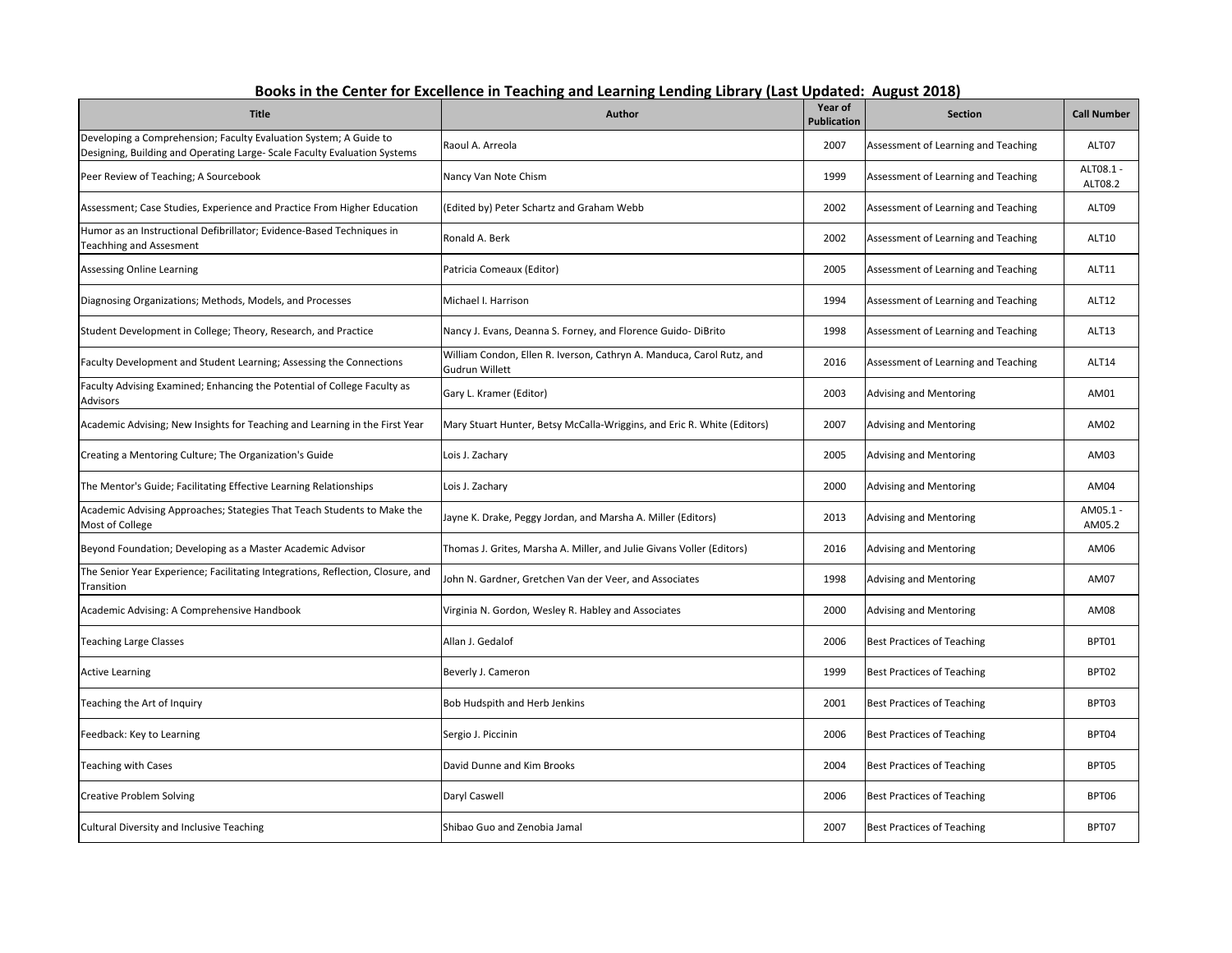# Books in the Center for Excellence in Teaching and Learning Lending Library (Last Updated: August 2018)

| Title | Author | Year of Publication | Section | Call Number |
|---|---|---|---|---|
| Developing a Comprehension; Faculty Evaluation System; A Guide to Designing, Building and Operating Large- Scale Faculty Evaluation Systems | Raoul A. Arreola | 2007 | Assessment of Learning and Teaching | ALT07 |
| Peer Review of Teaching; A Sourcebook | Nancy Van Note Chism | 1999 | Assessment of Learning and Teaching | ALT08.1 - ALT08.2 |
| Assessment; Case Studies, Experience and Practice From Higher Education | (Edited by) Peter Schartz and Graham Webb | 2002 | Assessment of Learning and Teaching | ALT09 |
| Humor as an Instructional Defibrillator; Evidence-Based Techniques in Teachhing and Assesment | Ronald A. Berk | 2002 | Assessment of Learning and Teaching | ALT10 |
| Assessing Online Learning | Patricia Comeaux (Editor) | 2005 | Assessment of Learning and Teaching | ALT11 |
| Diagnosing Organizations; Methods, Models, and Processes | Michael I. Harrison | 1994 | Assessment of Learning and Teaching | ALT12 |
| Student Development in College; Theory, Research, and Practice | Nancy J. Evans, Deanna S. Forney, and Florence Guido- DiBrito | 1998 | Assessment of Learning and Teaching | ALT13 |
| Faculty Development and Student Learning; Assessing the Connections | William Condon, Ellen R. Iverson, Cathryn A. Manduca, Carol Rutz, and Gudrun Willett | 2016 | Assessment of Learning and Teaching | ALT14 |
| Faculty Advising Examined; Enhancing the Potential of College Faculty as Advisors | Gary L. Kramer (Editor) | 2003 | Advising and Mentoring | AM01 |
| Academic Advising; New Insights for Teaching and Learning in the First Year | Mary Stuart Hunter, Betsy McCalla-Wriggins, and Eric R. White (Editors) | 2007 | Advising and Mentoring | AM02 |
| Creating a Mentoring Culture; The Organization's Guide | Lois J. Zachary | 2005 | Advising and Mentoring | AM03 |
| The Mentor's Guide; Facilitating Effective Learning Relationships | Lois J. Zachary | 2000 | Advising and Mentoring | AM04 |
| Academic Advising Approaches; Stategies That Teach Students to Make the Most of College | Jayne K. Drake, Peggy Jordan, and Marsha A. Miller (Editors) | 2013 | Advising and Mentoring | AM05.1 - AM05.2 |
| Beyond Foundation; Developing as a Master Academic Advisor | Thomas J. Grites, Marsha A. Miller, and Julie Givans Voller (Editors) | 2016 | Advising and Mentoring | AM06 |
| The Senior Year Experience; Facilitating Integrations, Reflection, Closure, and Transition | John N. Gardner, Gretchen Van der Veer, and Associates | 1998 | Advising and Mentoring | AM07 |
| Academic Advising: A Comprehensive Handbook | Virginia N. Gordon, Wesley R. Habley and Associates | 2000 | Advising and Mentoring | AM08 |
| Teaching Large Classes | Allan J. Gedalof | 2006 | Best Practices of Teaching | BPT01 |
| Active Learning | Beverly J. Cameron | 1999 | Best Practices of Teaching | BPT02 |
| Teaching the Art of Inquiry | Bob Hudspith and Herb Jenkins | 2001 | Best Practices of Teaching | BPT03 |
| Feedback: Key to Learning | Sergio J. Piccinin | 2006 | Best Practices of Teaching | BPT04 |
| Teaching with Cases | David Dunne and Kim Brooks | 2004 | Best Practices of Teaching | BPT05 |
| Creative Problem Solving | Daryl Caswell | 2006 | Best Practices of Teaching | BPT06 |
| Cultural Diversity and Inclusive Teaching | Shibao Guo and Zenobia Jamal | 2007 | Best Practices of Teaching | BPT07 |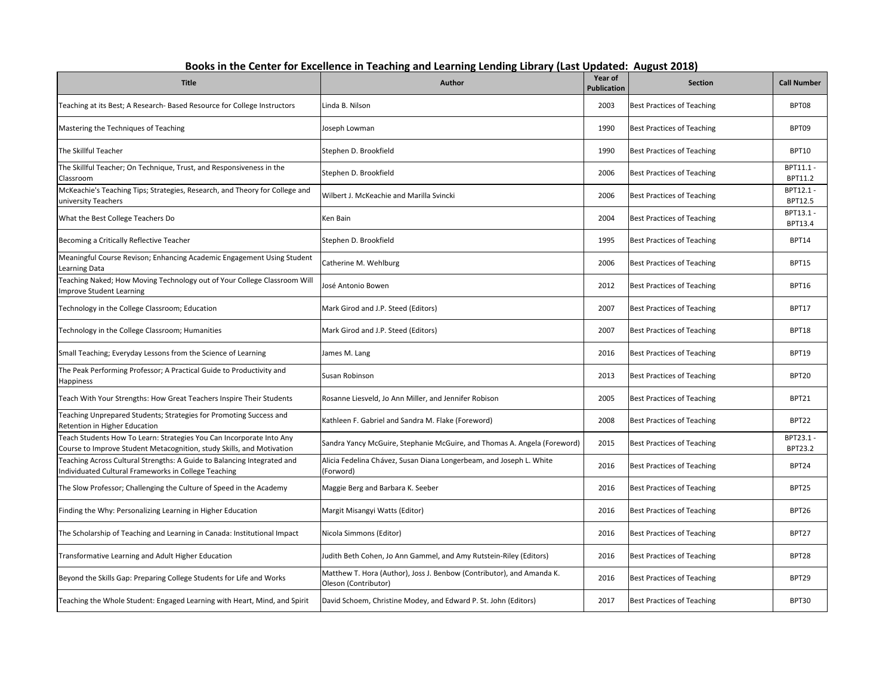## Books in the Center for Excellence in Teaching and Learning Lending Library (Last Updated: August 2018)

| Title | Author | Year of Publication | Section | Call Number |
|---|---|---|---|---|
| Teaching at its Best; A Research- Based Resource for College Instructors | Linda B. Nilson | 2003 | Best Practices of Teaching | BPT08 |
| Mastering the Techniques of Teaching | Joseph Lowman | 1990 | Best Practices of Teaching | BPT09 |
| The Skillful Teacher | Stephen D. Brookfield | 1990 | Best Practices of Teaching | BPT10 |
| The Skillful Teacher; On Technique, Trust, and Responsiveness in the Classroom | Stephen D. Brookfield | 2006 | Best Practices of Teaching | BPT11.1 - BPT11.2 |
| McKeachie's Teaching Tips; Strategies, Research, and Theory for College and university Teachers | Wilbert J. McKeachie and Marilla Svincki | 2006 | Best Practices of Teaching | BPT12.1 - BPT12.5 |
| What the Best College Teachers Do | Ken Bain | 2004 | Best Practices of Teaching | BPT13.1 - BPT13.4 |
| Becoming a Critically Reflective Teacher | Stephen D. Brookfield | 1995 | Best Practices of Teaching | BPT14 |
| Meaningful Course Revison; Enhancing Academic Engagement Using Student Learning Data | Catherine M. Wehlburg | 2006 | Best Practices of Teaching | BPT15 |
| Teaching Naked; How Moving Technology out of Your College Classroom Will Improve Student Learning | José Antonio Bowen | 2012 | Best Practices of Teaching | BPT16 |
| Technology in the College Classroom; Education | Mark Girod and J.P. Steed (Editors) | 2007 | Best Practices of Teaching | BPT17 |
| Technology in the College Classroom; Humanities | Mark Girod and J.P. Steed (Editors) | 2007 | Best Practices of Teaching | BPT18 |
| Small Teaching; Everyday Lessons from the Science of Learning | James M. Lang | 2016 | Best Practices of Teaching | BPT19 |
| The Peak Performing Professor; A Practical Guide to Productivity and Happiness | Susan Robinson | 2013 | Best Practices of Teaching | BPT20 |
| Teach With Your Strengths: How Great Teachers Inspire Their Students | Rosanne Liesveld, Jo Ann Miller, and Jennifer Robison | 2005 | Best Practices of Teaching | BPT21 |
| Teaching Unprepared Students; Strategies for Promoting Success and Retention in Higher Education | Kathleen F. Gabriel and Sandra M. Flake (Foreword) | 2008 | Best Practices of Teaching | BPT22 |
| Teach Students How To Learn: Strategies You Can Incorporate Into Any Course to Improve Student Metacognition, study Skills, and Motivation | Sandra Yancy McGuire, Stephanie McGuire, and Thomas A. Angela (Foreword) | 2015 | Best Practices of Teaching | BPT23.1 - BPT23.2 |
| Teaching Across Cultural Strengths: A Guide to Balancing Integrated and Individuated Cultural Frameworks in College Teaching | Alicia Fedelina Chávez, Susan Diana Longerbeam, and Joseph L. White (Forword) | 2016 | Best Practices of Teaching | BPT24 |
| The Slow Professor; Challenging the Culture of Speed in the Academy | Maggie Berg and Barbara K. Seeber | 2016 | Best Practices of Teaching | BPT25 |
| Finding the Why: Personalizing Learning in Higher Education | Margit Misangyi Watts (Editor) | 2016 | Best Practices of Teaching | BPT26 |
| The Scholarship of Teaching and Learning in Canada: Institutional Impact | Nicola Simmons (Editor) | 2016 | Best Practices of Teaching | BPT27 |
| Transformative Learning and Adult Higher Education | Judith Beth Cohen, Jo Ann Gammel, and Amy Rutstein-Riley (Editors) | 2016 | Best Practices of Teaching | BPT28 |
| Beyond the Skills Gap: Preparing College Students for Life and Works | Matthew T. Hora (Author), Joss J. Benbow (Contributor), and Amanda K. Oleson (Contributor) | 2016 | Best Practices of Teaching | BPT29 |
| Teaching the Whole Student: Engaged Learning with Heart, Mind, and Spirit | David Schoem, Christine Modey, and Edward P. St. John (Editors) | 2017 | Best Practices of Teaching | BPT30 |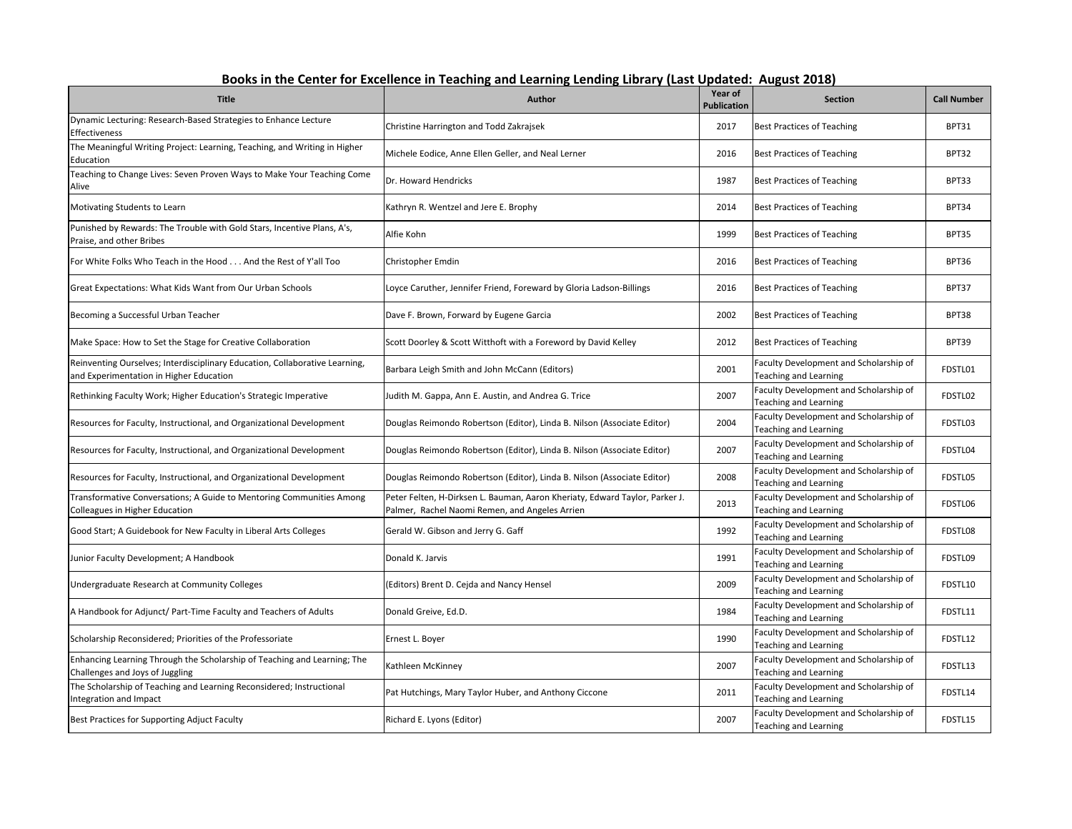# Books in the Center for Excellence in Teaching and Learning Lending Library (Last Updated: August 2018)

| Title | Author | Year of Publication | Section | Call Number |
|---|---|---|---|---|
| Dynamic Lecturing: Research-Based Strategies to Enhance Lecture Effectiveness | Christine Harrington and Todd Zakrajsek | 2017 | Best Practices of Teaching | BPT31 |
| The Meaningful Writing Project: Learning, Teaching, and Writing in Higher Education | Michele Eodice, Anne Ellen Geller, and Neal Lerner | 2016 | Best Practices of Teaching | BPT32 |
| Teaching to Change Lives: Seven Proven Ways to Make Your Teaching Come Alive | Dr. Howard Hendricks | 1987 | Best Practices of Teaching | BPT33 |
| Motivating Students to Learn | Kathryn R. Wentzel and Jere E. Brophy | 2014 | Best Practices of Teaching | BPT34 |
| Punished by Rewards: The Trouble with Gold Stars, Incentive Plans, A's, Praise, and other Bribes | Alfie Kohn | 1999 | Best Practices of Teaching | BPT35 |
| For White Folks Who Teach in the Hood . . . And the Rest of Y'all Too | Christopher Emdin | 2016 | Best Practices of Teaching | BPT36 |
| Great Expectations: What Kids Want from Our Urban Schools | Loyce Caruther, Jennifer Friend, Foreward by Gloria Ladson-Billings | 2016 | Best Practices of Teaching | BPT37 |
| Becoming a Successful Urban Teacher | Dave F. Brown, Forward by Eugene Garcia | 2002 | Best Practices of Teaching | BPT38 |
| Make Space: How to Set the Stage for Creative Collaboration | Scott Doorley & Scott Witthoft with a Foreword by David Kelley | 2012 | Best Practices of Teaching | BPT39 |
| Reinventing Ourselves; Interdisciplinary Education, Collaborative Learning, and Experimentation in Higher Education | Barbara Leigh Smith and John McCann (Editors) | 2001 | Faculty Development and Scholarship of Teaching and Learning | FDSTL01 |
| Rethinking Faculty Work; Higher Education's Strategic Imperative | Judith M. Gappa, Ann E. Austin, and Andrea G. Trice | 2007 | Faculty Development and Scholarship of Teaching and Learning | FDSTL02 |
| Resources for Faculty, Instructional, and Organizational Development | Douglas Reimondo Robertson (Editor), Linda B. Nilson (Associate Editor) | 2004 | Faculty Development and Scholarship of Teaching and Learning | FDSTL03 |
| Resources for Faculty, Instructional, and Organizational Development | Douglas Reimondo Robertson (Editor), Linda B. Nilson (Associate Editor) | 2007 | Faculty Development and Scholarship of Teaching and Learning | FDSTL04 |
| Resources for Faculty, Instructional, and Organizational Development | Douglas Reimondo Robertson (Editor), Linda B. Nilson (Associate Editor) | 2008 | Faculty Development and Scholarship of Teaching and Learning | FDSTL05 |
| Transformative Conversations; A Guide to Mentoring Communities Among Colleagues in Higher Education | Peter Felten, H-Dirksen L. Bauman, Aaron Kheriaty, Edward Taylor, Parker J. Palmer, Rachel Naomi Remen, and Angeles Arrien | 2013 | Faculty Development and Scholarship of Teaching and Learning | FDSTL06 |
| Good Start; A Guidebook for New Faculty in Liberal Arts Colleges | Gerald W. Gibson and Jerry G. Gaff | 1992 | Faculty Development and Scholarship of Teaching and Learning | FDSTL08 |
| Junior Faculty Development; A Handbook | Donald K. Jarvis | 1991 | Faculty Development and Scholarship of Teaching and Learning | FDSTL09 |
| Undergraduate Research at Community Colleges | (Editors) Brent D. Cejda and Nancy Hensel | 2009 | Faculty Development and Scholarship of Teaching and Learning | FDSTL10 |
| A Handbook for Adjunct/ Part-Time Faculty and Teachers of Adults | Donald Greive, Ed.D. | 1984 | Faculty Development and Scholarship of Teaching and Learning | FDSTL11 |
| Scholarship Reconsidered; Priorities of the Professoriate | Ernest L. Boyer | 1990 | Faculty Development and Scholarship of Teaching and Learning | FDSTL12 |
| Enhancing Learning Through the Scholarship of Teaching and Learning; The Challenges and Joys of Juggling | Kathleen McKinney | 2007 | Faculty Development and Scholarship of Teaching and Learning | FDSTL13 |
| The Scholarship of Teaching and Learning Reconsidered; Instructional Integration and Impact | Pat Hutchings, Mary Taylor Huber, and Anthony Ciccone | 2011 | Faculty Development and Scholarship of Teaching and Learning | FDSTL14 |
| Best Practices for Supporting Adjuct Faculty | Richard E. Lyons (Editor) | 2007 | Faculty Development and Scholarship of Teaching and Learning | FDSTL15 |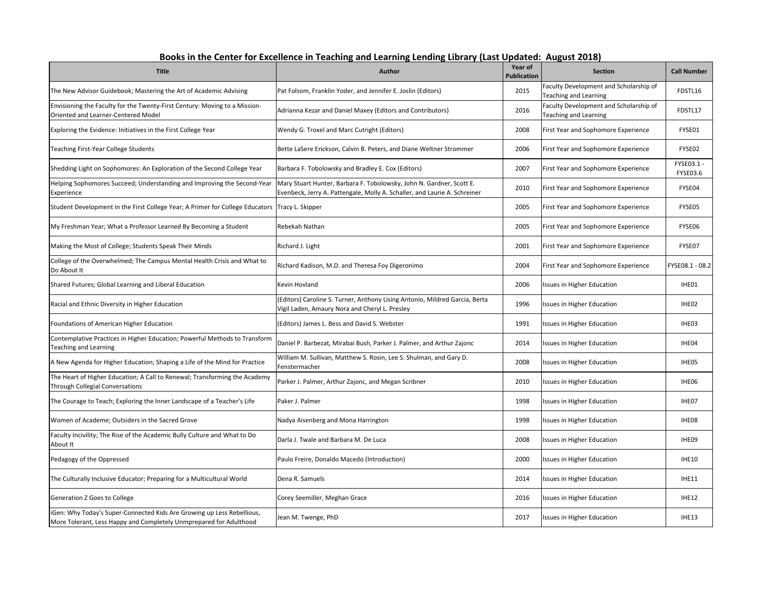**Books in the Center for Excellence in Teaching and Learning Lending Library (Last Updated: August 2018)**

| Title | Author | Year of Publication | Section | Call Number |
|---|---|---|---|---|
| The New Advisor Guidebook; Mastering the Art of Academic Advising | Pat Folsom, Franklin Yoder, and Jennifer E. Joslin (Editors) | 2015 | Faculty Development and Scholarship of Teaching and Learning | FDSTL16 |
| Envisioning the Faculty for the Twenty-First Century: Moving to a Mission-Oriented and Learner-Centered Model | Adrianna Kezar and Daniel Maxey (Editors and Contributors) | 2016 | Faculty Development and Scholarship of Teaching and Learning | FDSTL17 |
| Exploring the Evidence: Initiatives in the First College Year | Wendy G. Troxel and Marc Cutright (Editors) | 2008 | First Year and Sophomore Experience | FYSE01 |
| Teaching First-Year College Students | Bette LaSere Erickson, Calvin B. Peters, and Diane Weltner Strommer | 2006 | First Year and Sophomore Experience | FYSE02 |
| Shedding Light on Sophomores: An Exploration of the Second College Year | Barbara F. Tobolowsky and Bradley E. Cox (Editors) | 2007 | First Year and Sophomore Experience | FYSE03.1 - FYSE03.6 |
| Helping Sophomores Succeed; Understanding and Improving the Second-Year Experience | Mary Stuart Hunter, Barbara F. Tobolowsky, John N. Gardner, Scott E. Evenbeck, Jerry A. Pattengale, Molly A. Schaller, and Laurie A. Schreiner | 2010 | First Year and Sophomore Experience | FYSE04 |
| Student Development in the First College Year; A Primer for College Educators | Tracy L. Skipper | 2005 | First Year and Sophomore Experience | FYSE05 |
| My Freshman Year; What a Professor Learned By Becoming a Student | Rebekah Nathan | 2005 | First Year and Sophomore Experience | FYSE06 |
| Making the Most of College; Students Speak Their Minds | Richard J. Light | 2001 | First Year and Sophomore Experience | FYSE07 |
| College of the Overwhelmed; The Campus Mental Health Crisis and What to Do About It | Richard Kadison, M.D. and Theresa Foy Digeronimo | 2004 | First Year and Sophomore Experience | FYSE08.1 - 08.2 |
| Shared Futures; Global Learning and Liberal Education | Kevin Hovland | 2006 | Issues in Higher Education | IHE01 |
| Racial and Ethnic Diversity in Higher Education | (Editors) Caroline S. Turner, Anthony Lising Antonio, Mildred Garcia, Berta Vigil Laden, Amaury Nora and Cheryl L. Presley | 1996 | Issues in Higher Education | IHE02 |
| Foundations of American Higher Education | (Editors) James L. Bess and David S. Webster | 1991 | Issues in Higher Education | IHE03 |
| Contemplative Practices in Higher Education; Powerful Methods to Transform Teaching and Learning | Daniel P. Barbezat, Mirabai Bush, Parker J. Palmer, and Arthur Zajonc | 2014 | Issues in Higher Education | IHE04 |
| A New Agenda for Higher Education; Shaping a Life of the Mind for Practice | William M. Sullivan, Matthew S. Rosin, Lee S. Shulman, and Gary D. Fenstermacher | 2008 | Issues in Higher Education | IHE05 |
| The Heart of Higher Education; A Call to Renewal; Transforming the Academy Through Collegial Conversations | Parker J. Palmer, Arthur Zajonc, and Megan Scribner | 2010 | Issues in Higher Education | IHE06 |
| The Courage to Teach; Exploring the Inner Landscape of a Teacher's Life | Paker J. Palmer | 1998 | Issues in Higher Education | IHE07 |
| Women of Academe; Outsiders in the Sacred Grove | Nadya Aisenberg and Mona Harrington | 1998 | Issues in Higher Education | IHE08 |
| Faculty Incivility; The Rise of the Academic Bully Culture and What to Do About It | Darla J. Twale and Barbara M. De Luca | 2008 | Issues in Higher Education | IHE09 |
| Pedagogy of the Oppressed | Paulo Freire, Donaldo Macedo (Introduction) | 2000 | Issues in Higher Education | IHE10 |
| The Culturally Inclusive Educator; Preparing for a Multicultural World | Dena R. Samuels | 2014 | Issues in Higher Education | IHE11 |
| Generation Z Goes to College | Corey Seemiller, Meghan Grace | 2016 | Issues in Higher Education | IHE12 |
| iGen: Why Today's Super-Connected Kids Are Growing up Less Rebellious, More Tolerant, Less Happy and Completely Unmprepared for Adulthood | Jean M. Twenge, PhD | 2017 | Issues in Higher Education | IHE13 |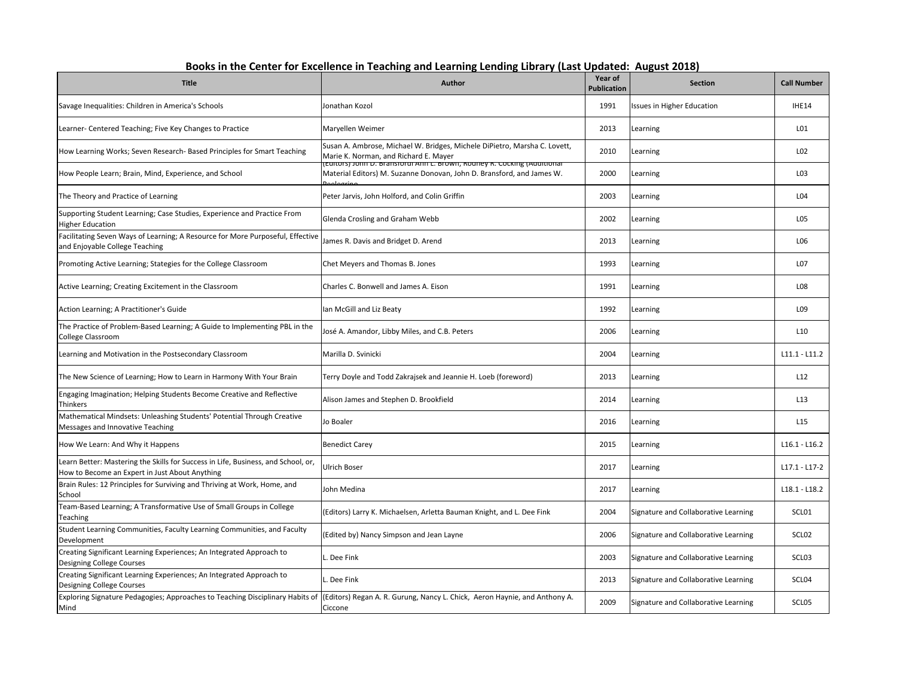## Books in the Center for Excellence in Teaching and Learning Lending Library (Last Updated: August 2018)

| Title | Author | Year of Publication | Section | Call Number |
|---|---|---|---|---|
| Savage Inequalities: Children in America's Schools | Jonathan Kozol | 1991 | Issues in Higher Education | IHE14 |
| Learner- Centered Teaching; Five Key Changes to Practice | Maryellen Weimer | 2013 | Learning | L01 |
| How Learning Works; Seven Research- Based Principles for Smart Teaching | Susan A. Ambrose, Michael W. Bridges, Michele DiPietro, Marsha C. Lovett, Marie K. Norman, and Richard E. Mayer | 2010 | Learning | L02 |
| How People Learn; Brain, Mind, Experience, and School | (Editors) John D. Bransford Ann L. Brown, Rodney R. Cocking (Additional Material Editors) M. Suzanne Donovan, John D. Bransford, and James W. Pellegrino | 2000 | Learning | L03 |
| The Theory and Practice of Learning | Peter Jarvis, John Holford, and Colin Griffin | 2003 | Learning | L04 |
| Supporting Student Learning; Case Studies, Experience and Practice From Higher Education | Glenda Crosling and Graham Webb | 2002 | Learning | L05 |
| Facilitating Seven Ways of Learning; A Resource for More Purposeful, Effective and Enjoyable College Teaching | James R. Davis and Bridget D. Arend | 2013 | Learning | L06 |
| Promoting Active Learning; Stategies for the College Classroom | Chet Meyers and Thomas B. Jones | 1993 | Learning | L07 |
| Active Learning; Creating Excitement in the Classroom | Charles C. Bonwell and James A. Eison | 1991 | Learning | L08 |
| Action Learning; A Practitioner's Guide | Ian McGill and Liz Beaty | 1992 | Learning | L09 |
| The Practice of Problem-Based Learning; A Guide to Implementing PBL in the College Classroom | José A. Amandor, Libby Miles, and C.B. Peters | 2006 | Learning | L10 |
| Learning and Motivation in the Postsecondary Classroom | Marilla D. Svinicki | 2004 | Learning | L11.1 - L11.2 |
| The New Science of Learning; How to Learn in Harmony With Your Brain | Terry Doyle and Todd Zakrajsek and Jeannie H. Loeb (foreword) | 2013 | Learning | L12 |
| Engaging Imagination; Helping Students Become Creative and Reflective Thinkers | Alison James and Stephen D. Brookfield | 2014 | Learning | L13 |
| Mathematical Mindsets: Unleashing Students' Potential Through Creative Messages and Innovative Teaching | Jo Boaler | 2016 | Learning | L15 |
| How We Learn: And Why it Happens | Benedict Carey | 2015 | Learning | L16.1 - L16.2 |
| Learn Better: Mastering the Skills for Success in Life, Business, and School, or, How to Become an Expert in Just About Anything | Ulrich Boser | 2017 | Learning | L17.1 - L17-2 |
| Brain Rules: 12 Principles for Surviving and Thriving at Work, Home, and School | John Medina | 2017 | Learning | L18.1 - L18.2 |
| Team-Based Learning; A Transformative Use of Small Groups in College Teaching | (Editors) Larry K. Michaelsen, Arletta Bauman Knight, and L. Dee Fink | 2004 | Signature and Collaborative Learning | SCL01 |
| Student Learning Communities, Faculty Learning Communities, and Faculty Development | (Edited by) Nancy Simpson and Jean Layne | 2006 | Signature and Collaborative Learning | SCL02 |
| Creating Significant Learning Experiences; An Integrated Approach to Designing College Courses | L. Dee Fink | 2003 | Signature and Collaborative Learning | SCL03 |
| Creating Significant Learning Experiences; An Integrated Approach to Designing College Courses | L. Dee Fink | 2013 | Signature and Collaborative Learning | SCL04 |
| Exploring Signature Pedagogies; Approaches to Teaching Disciplinary Habits of Mind | (Editors) Regan A. R. Gurung, Nancy L. Chick, Aeron Haynie, and Anthony A. Ciccone | 2009 | Signature and Collaborative Learning | SCL05 |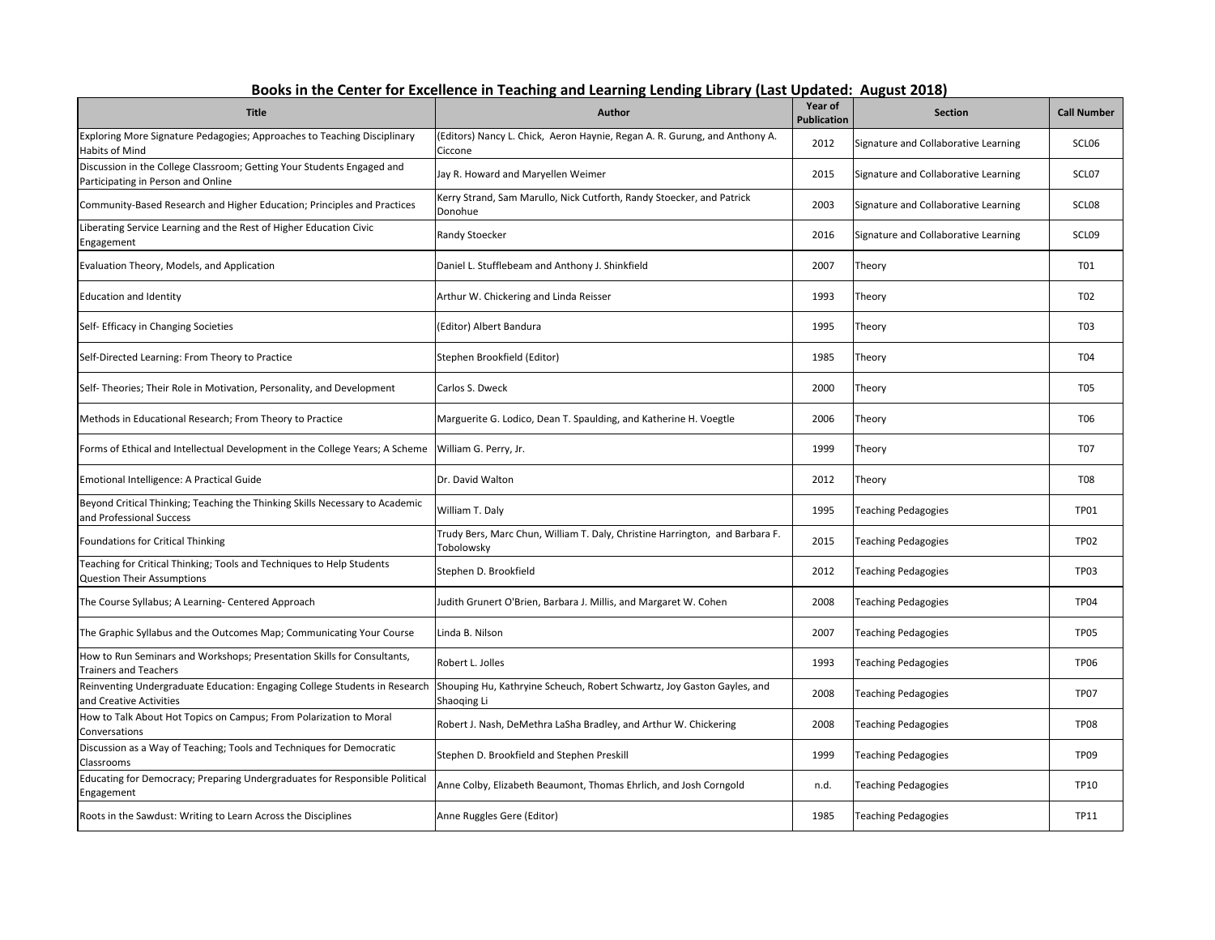# Books in the Center for Excellence in Teaching and Learning Lending Library (Last Updated: August 2018)

| Title | Author | Year of Publication | Section | Call Number |
|---|---|---|---|---|
| Exploring More Signature Pedagogies; Approaches to Teaching Disciplinary Habits of Mind | (Editors) Nancy L. Chick, Aeron Haynie, Regan A. R. Gurung, and Anthony A. Ciccone | 2012 | Signature and Collaborative Learning | SCL06 |
| Discussion in the College Classroom; Getting Your Students Engaged and Participating in Person and Online | Jay R. Howard and Maryellen Weimer | 2015 | Signature and Collaborative Learning | SCL07 |
| Community-Based Research and Higher Education; Principles and Practices | Kerry Strand, Sam Marullo, Nick Cutforth, Randy Stoecker, and Patrick Donohue | 2003 | Signature and Collaborative Learning | SCL08 |
| Liberating Service Learning and the Rest of Higher Education Civic Engagement | Randy Stoecker | 2016 | Signature and Collaborative Learning | SCL09 |
| Evaluation Theory, Models, and Application | Daniel L. Stufflebeam and Anthony J. Shinkfield | 2007 | Theory | T01 |
| Education and Identity | Arthur W. Chickering and Linda Reisser | 1993 | Theory | T02 |
| Self- Efficacy in Changing Societies | (Editor) Albert Bandura | 1995 | Theory | T03 |
| Self-Directed Learning: From Theory to Practice | Stephen Brookfield (Editor) | 1985 | Theory | T04 |
| Self- Theories; Their Role in Motivation, Personality, and Development | Carlos S. Dweck | 2000 | Theory | T05 |
| Methods in Educational Research; From Theory to Practice | Marguerite G. Lodico, Dean T. Spaulding, and Katherine H. Voegtle | 2006 | Theory | T06 |
| Forms of Ethical and Intellectual Development in the College Years; A Scheme | William G. Perry, Jr. | 1999 | Theory | T07 |
| Emotional Intelligence: A Practical Guide | Dr. David Walton | 2012 | Theory | T08 |
| Beyond Critical Thinking; Teaching the Thinking Skills Necessary to Academic and Professional Success | William T. Daly | 1995 | Teaching Pedagogies | TP01 |
| Foundations for Critical Thinking | Trudy Bers, Marc Chun, William T. Daly, Christine Harrington, and Barbara F. Tobolowsky | 2015 | Teaching Pedagogies | TP02 |
| Teaching for Critical Thinking; Tools and Techniques to Help Students Question Their Assumptions | Stephen D. Brookfield | 2012 | Teaching Pedagogies | TP03 |
| The Course Syllabus; A Learning- Centered Approach | Judith Grunert O'Brien, Barbara J. Millis, and Margaret W. Cohen | 2008 | Teaching Pedagogies | TP04 |
| The Graphic Syllabus and the Outcomes Map; Communicating Your Course | Linda B. Nilson | 2007 | Teaching Pedagogies | TP05 |
| How to Run Seminars and Workshops; Presentation Skills for Consultants, Trainers and Teachers | Robert L. Jolles | 1993 | Teaching Pedagogies | TP06 |
| Reinventing Undergraduate Education: Engaging College Students in Research and Creative Activities | Shouping Hu, Kathryine Scheuch, Robert Schwartz, Joy Gaston Gayles, and Shaoqing Li | 2008 | Teaching Pedagogies | TP07 |
| How to Talk About Hot Topics on Campus; From Polarization to Moral Conversations | Robert J. Nash, DeMethra LaSha Bradley, and Arthur W. Chickering | 2008 | Teaching Pedagogies | TP08 |
| Discussion as a Way of Teaching; Tools and Techniques for Democratic Classrooms | Stephen D. Brookfield and Stephen Preskill | 1999 | Teaching Pedagogies | TP09 |
| Educating for Democracy; Preparing Undergraduates for Responsible Political Engagement | Anne Colby, Elizabeth Beaumont, Thomas Ehrlich, and Josh Corngold | n.d. | Teaching Pedagogies | TP10 |
| Roots in the Sawdust: Writing to Learn Across the Disciplines | Anne Ruggles Gere (Editor) | 1985 | Teaching Pedagogies | TP11 |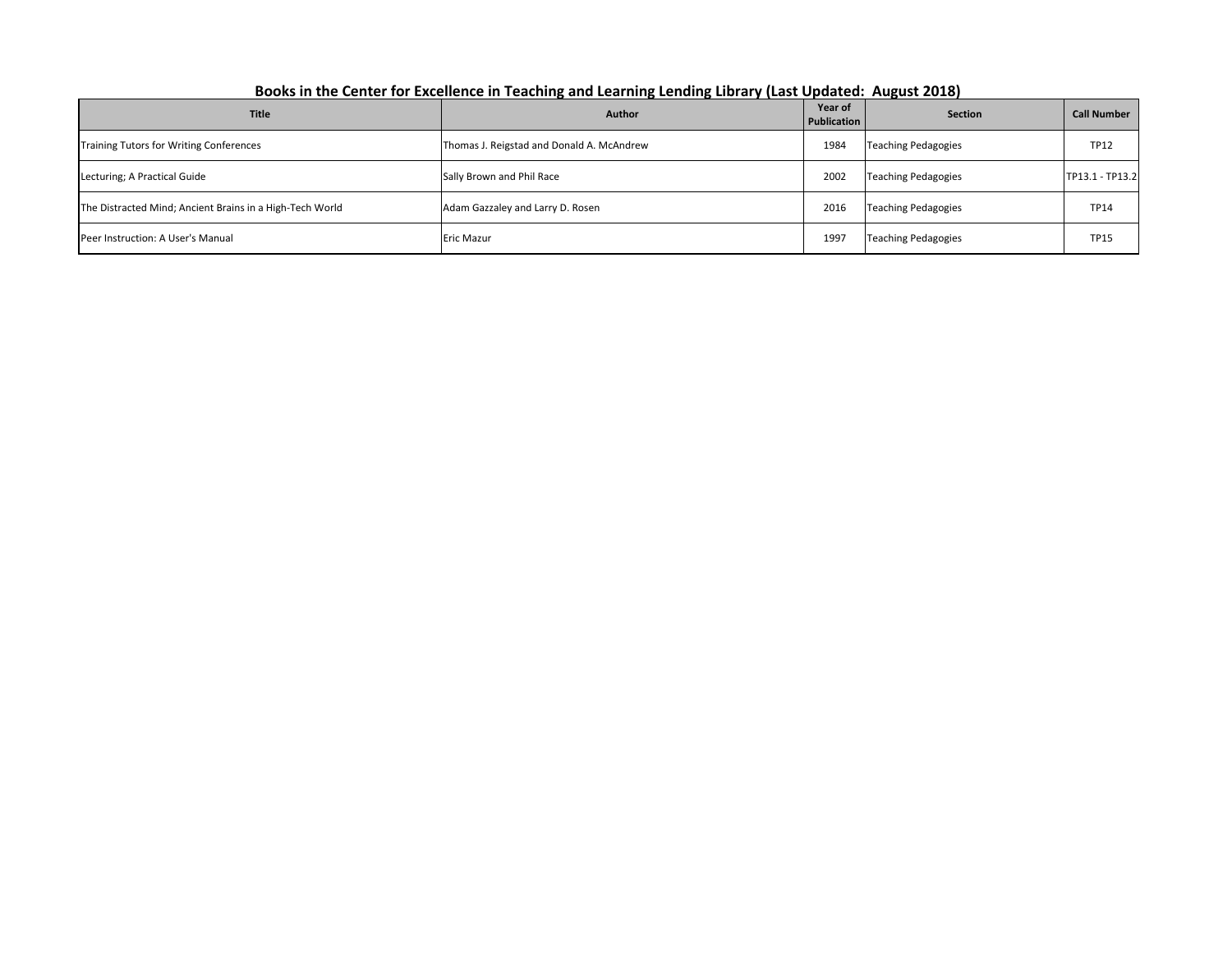**Books in the Center for Excellence in Teaching and Learning Lending Library (Last Updated: August 2018)**

| Title | Author | Year of Publication | Section | Call Number |
| --- | --- | --- | --- | --- |
| Training Tutors for Writing Conferences | Thomas J. Reigstad and Donald A. McAndrew | 1984 | Teaching Pedagogies | TP12 |
| Lecturing; A Practical Guide | Sally Brown and Phil Race | 2002 | Teaching Pedagogies | TP13.1 - TP13.2 |
| The Distracted Mind; Ancient Brains in a High-Tech World | Adam Gazzaley and Larry D. Rosen | 2016 | Teaching Pedagogies | TP14 |
| Peer Instruction: A User's Manual | Eric Mazur | 1997 | Teaching Pedagogies | TP15 |